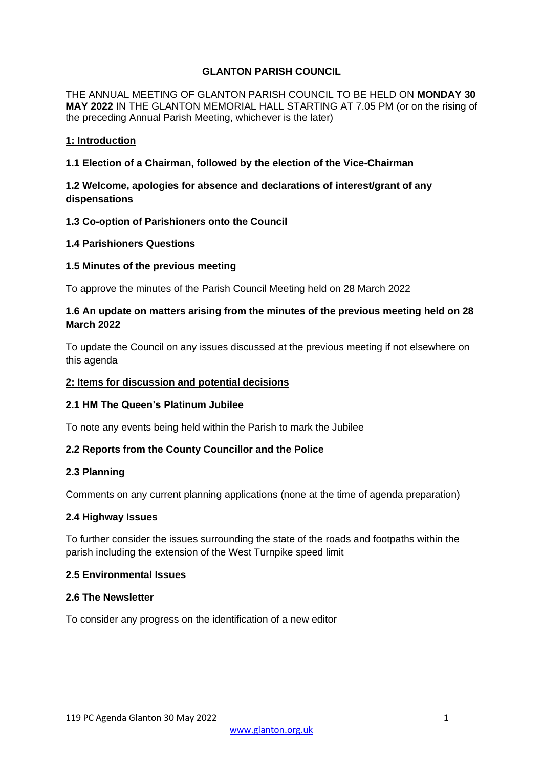# GLANTON PARISH COUNCIL

THE ANNUAL MEETING OF GLANTON PARISH COUNCIL TO BE HELD ON **MONDAY 30 MAY 2022** IN THE GLANTON MEMORIAL HALL STARTING AT 7.05 PM (or on the rising of the preceding Annual Parish Meeting, whichever is the later)

## 1: Introduction

### 1.1 Election of a Chairman, followed by the election of the Vice-Chairman

### 1.2 Welcome, apologies for absence and declarations of interest/grant of any dispensations

### 1.3 Co-option of Parishioners onto the Council

### 1.4 Parishioners Questions

### 1.5 Minutes of the previous meeting

To approve the minutes of the Parish Council Meeting held on 28 March 2022

### 1.6 An update on matters arising from the minutes of the previous meeting held on 28 March 2022

To update the Council on any issues discussed at the previous meeting if not elsewhere on this agenda

## 2: Items for discussion and potential decisions

### 2.1 HM The Queen's Platinum Jubilee

To note any events being held within the Parish to mark the Jubilee

### 2.2 Reports from the County Councillor and the Police

### 2.3 Planning

Comments on any current planning applications (none at the time of agenda preparation)

### 2.4 Highway Issues

To further consider the issues surrounding the state of the roads and footpaths within the parish including the extension of the West Turnpike speed limit

### 2.5 Environmental Issues

### 2.6 The Newsletter

To consider any progress on the identification of a new editor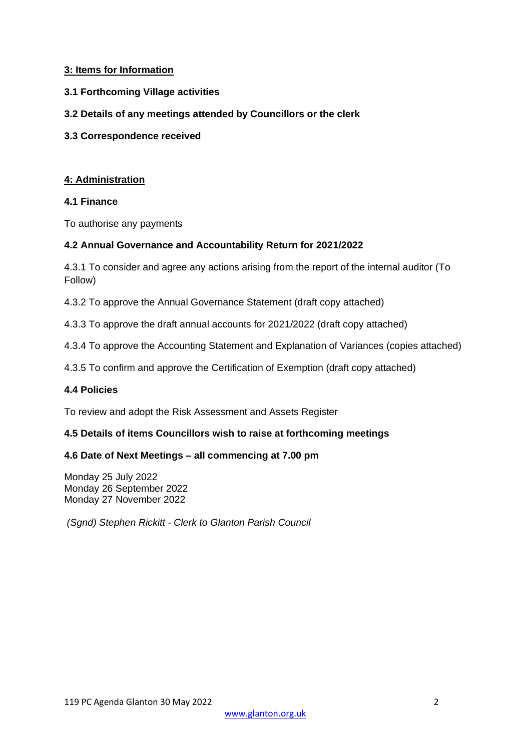## 3: Items for Information

**3.1 Forthcoming Village activities**

**3.2 Details of any meetings attended by Councillors or the clerk**

**3.3 Correspondence received**

## 4: Administration

**4.1 Finance**

To authorise any payments

**4.2 Annual Governance and Accountability Return for 2021/2022**

4.3.1 To consider and agree any actions arising from the report of the internal auditor (To Follow)

4.3.2 To approve the Annual Governance Statement (draft copy attached)

4.3.3 To approve the draft annual accounts for 2021/2022 (draft copy attached)

4.3.4 To approve the Accounting Statement and Explanation of Variances (copies attached)

4.3.5 To confirm and approve the Certification of Exemption (draft copy attached)

**4.4 Policies**

To review and adopt the Risk Assessment and Assets Register

**4.5 Details of items Councillors wish to raise at forthcoming meetings**

**4.6 Date of Next Meetings – all commencing at 7.00 pm**

Monday 25 July 2022
Monday 26 September 2022
Monday 27 November 2022

*(Sgnd) Stephen Rickitt - Clerk to Glanton Parish Council*